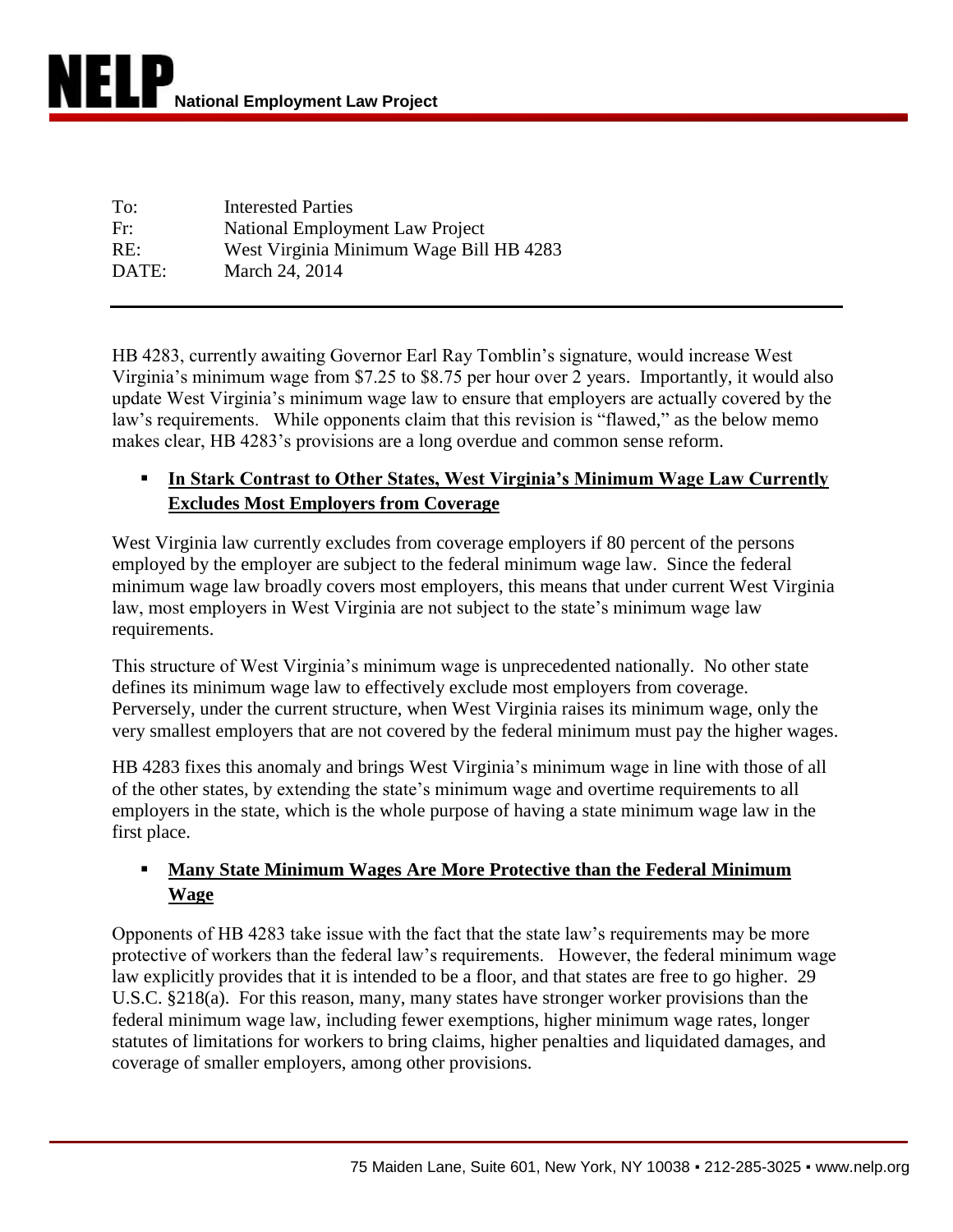# NELP National Employment Law Project

To: Interested Parties
Fr: National Employment Law Project
RE: West Virginia Minimum Wage Bill HB 4283
DATE: March 24, 2014

---

HB 4283, currently awaiting Governor Earl Ray Tomblin's signature, would increase West Virginia's minimum wage from $7.25 to $8.75 per hour over 2 years. Importantly, it would also update West Virginia's minimum wage law to ensure that employers are actually covered by the law's requirements. While opponents claim that this revision is "flawed," as the below memo makes clear, HB 4283's provisions are a long overdue and common sense reform.

- **<u>In Stark Contrast to Other States, West Virginia's Minimum Wage Law Currently Excludes Most Employers from Coverage</u>**

West Virginia law currently excludes from coverage employers if 80 percent of the persons employed by the employer are subject to the federal minimum wage law. Since the federal minimum wage law broadly covers most employers, this means that under current West Virginia law, most employers in West Virginia are not subject to the state's minimum wage law requirements.

This structure of West Virginia's minimum wage is unprecedented nationally. No other state defines its minimum wage law to effectively exclude most employers from coverage. Perversely, under the current structure, when West Virginia raises its minimum wage, only the very smallest employers that are not covered by the federal minimum must pay the higher wages.

HB 4283 fixes this anomaly and brings West Virginia's minimum wage in line with those of all of the other states, by extending the state's minimum wage and overtime requirements to all employers in the state, which is the whole purpose of having a state minimum wage law in the first place.

- **<u>Many State Minimum Wages Are More Protective than the Federal Minimum Wage</u>**

Opponents of HB 4283 take issue with the fact that the state law's requirements may be more protective of workers than the federal law's requirements. However, the federal minimum wage law explicitly provides that it is intended to be a floor, and that states are free to go higher. 29 U.S.C. §218(a). For this reason, many, many states have stronger worker provisions than the federal minimum wage law, including fewer exemptions, higher minimum wage rates, longer statutes of limitations for workers to bring claims, higher penalties and liquidated damages, and coverage of smaller employers, among other provisions.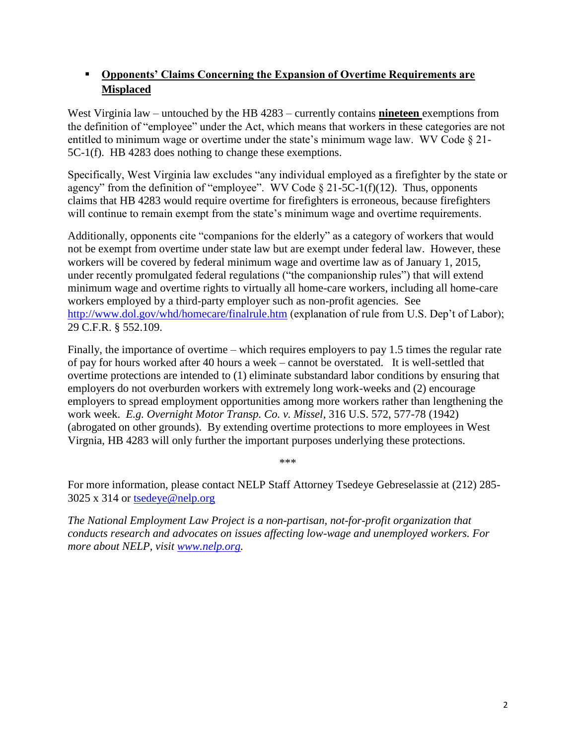- **Opponents' Claims Concerning the Expansion of Overtime Requirements are Misplaced**

West Virginia law – untouched by the HB 4283 – currently contains **nineteen** exemptions from the definition of "employee" under the Act, which means that workers in these categories are not entitled to minimum wage or overtime under the state's minimum wage law. WV Code § 21-5C-1(f). HB 4283 does nothing to change these exemptions.

Specifically, West Virginia law excludes "any individual employed as a firefighter by the state or agency" from the definition of "employee". WV Code § 21-5C-1(f)(12). Thus, opponents claims that HB 4283 would require overtime for firefighters is erroneous, because firefighters will continue to remain exempt from the state's minimum wage and overtime requirements.

Additionally, opponents cite "companions for the elderly" as a category of workers that would not be exempt from overtime under state law but are exempt under federal law. However, these workers will be covered by federal minimum wage and overtime law as of January 1, 2015, under recently promulgated federal regulations ("the companionship rules") that will extend minimum wage and overtime rights to virtually all home-care workers, including all home-care workers employed by a third-party employer such as non-profit agencies. See http://www.dol.gov/whd/homecare/finalrule.htm (explanation of rule from U.S. Dep't of Labor); 29 C.F.R. § 552.109.

Finally, the importance of overtime – which requires employers to pay 1.5 times the regular rate of pay for hours worked after 40 hours a week – cannot be overstated. It is well-settled that overtime protections are intended to (1) eliminate substandard labor conditions by ensuring that employers do not overburden workers with extremely long work-weeks and (2) encourage employers to spread employment opportunities among more workers rather than lengthening the work week. *E.g. Overnight Motor Transp. Co. v. Missel*, 316 U.S. 572, 577-78 (1942) (abrogated on other grounds). By extending overtime protections to more employees in West Virgnia, HB 4283 will only further the important purposes underlying these protections.

\*\*\*

For more information, please contact NELP Staff Attorney Tsedeye Gebreselassie at (212) 285-3025 x 314 or tsedeye@nelp.org

*The National Employment Law Project is a non-partisan, not-for-profit organization that conducts research and advocates on issues affecting low-wage and unemployed workers. For more about NELP, visit www.nelp.org.*